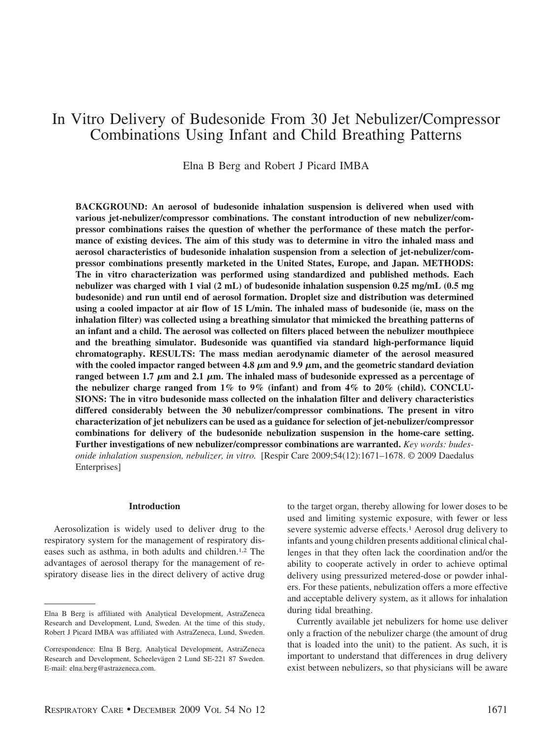# In Vitro Delivery of Budesonide From 30 Jet Nebulizer/Compressor Combinations Using Infant and Child Breathing Patterns

Elna B Berg and Robert J Picard IMBA

**BACKGROUND: An aerosol of budesonide inhalation suspension is delivered when used with various jet-nebulizer/compressor combinations. The constant introduction of new nebulizer/compressor combinations raises the question of whether the performance of these match the performance of existing devices. The aim of this study was to determine in vitro the inhaled mass and aerosol characteristics of budesonide inhalation suspension from a selection of jet-nebulizer/compressor combinations presently marketed in the United States, Europe, and Japan. METHODS: The in vitro characterization was performed using standardized and published methods. Each nebulizer was charged with 1 vial (2 mL) of budesonide inhalation suspension 0.25 mg/mL (0.5 mg budesonide) and run until end of aerosol formation. Droplet size and distribution was determined using a cooled impactor at air flow of 15 L/min. The inhaled mass of budesonide (ie, mass on the inhalation filter) was collected using a breathing simulator that mimicked the breathing patterns of an infant and a child. The aerosol was collected on filters placed between the nebulizer mouthpiece and the breathing simulator. Budesonide was quantified via standard high-performance liquid chromatography. RESULTS: The mass median aerodynamic diameter of the aerosol measured with the cooled impactor ranged between 4.8 μm and 9.9 μm, and the geometric standard deviation ranged between 1.7 μm and 2.1 μm. The inhaled mass of budesonide expressed as a percentage of the nebulizer charge ranged from 1% to 9% (infant) and from 4% to 20% (child). CONCLUSIONS: The in vitro budesonide mass collected on the inhalation filter and delivery characteristics differed considerably between the 30 nebulizer/compressor combinations. The present in vitro characterization of jet nebulizers can be used as a guidance for selection of jet-nebulizer/compressor combinations for delivery of the budesonide nebulization suspension in the home-care setting. Further investigations of new nebulizer/compressor combinations are warranted.** *Key words: budesonide inhalation suspension, nebulizer, in vitro.* [Respir Care 2009;54(12):1671–1678. © 2009 Daedalus Enterprises]

## Introduction

Aerosolization is widely used to deliver drug to the respiratory system for the management of respiratory diseases such as asthma, in both adults and children.[1,2] The advantages of aerosol therapy for the management of respiratory disease lies in the direct delivery of active drug to the target organ, thereby allowing for lower doses to be used and limiting systemic exposure, with fewer or less severe systemic adverse effects.[1] Aerosol drug delivery to infants and young children presents additional clinical challenges in that they often lack the coordination and/or the ability to cooperate actively in order to achieve optimal delivery using pressurized metered-dose or powder inhalers. For these patients, nebulization offers a more effective and acceptable delivery system, as it allows for inhalation during tidal breathing.

Currently available jet nebulizers for home use deliver only a fraction of the nebulizer charge (the amount of drug that is loaded into the unit) to the patient. As such, it is important to understand that differences in drug delivery exist between nebulizers, so that physicians will be aware

---

Elna B Berg is affiliated with Analytical Development, AstraZeneca Research and Development, Lund, Sweden. At the time of this study, Robert J Picard IMBA was affiliated with AstraZeneca, Lund, Sweden.

Correspondence: Elna B Berg, Analytical Development, AstraZeneca Research and Development, Scheelevägen 2 Lund SE-221 87 Sweden. E-mail: elna.berg@astrazeneca.com.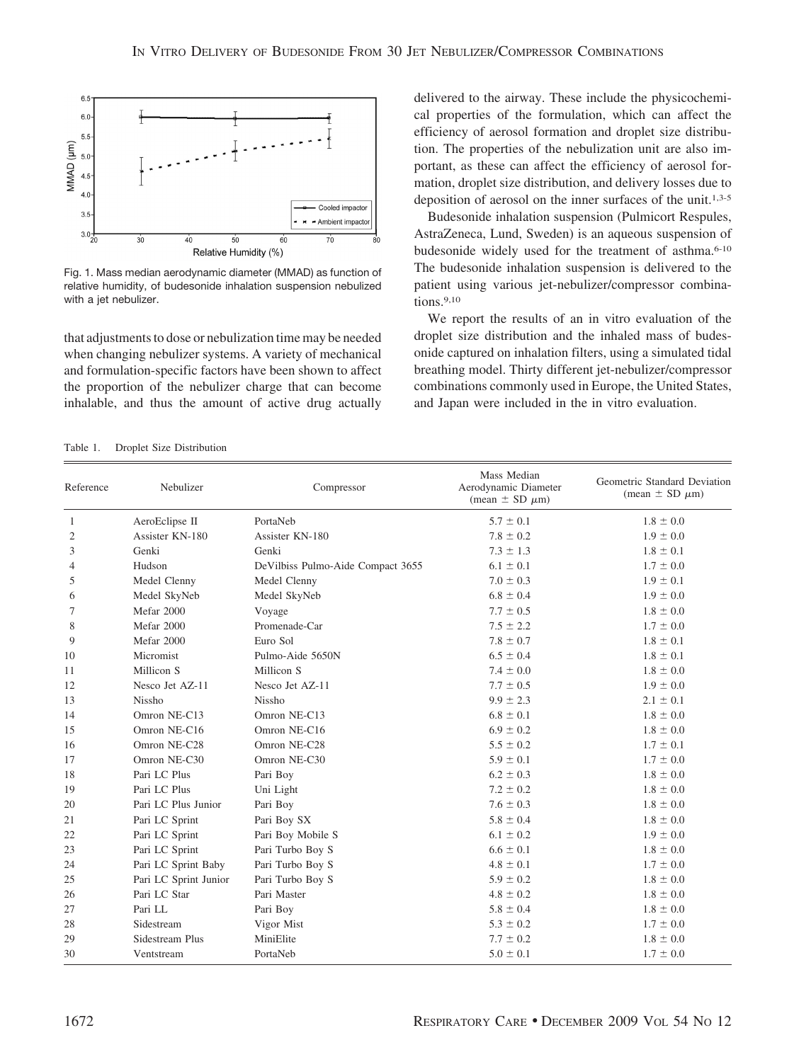6.5
6.0
5.5
5.0
4.5
4.0
3.5
3.0
MMAD (μm)
20
30
40
50
60
70
80
Relative Humidity (%)
Cooled impactor
Ambient impactor

Fig. 1. Mass median aerodynamic diameter (MMAD) as function of relative humidity, of budesonide inhalation suspension nebulized with a jet nebulizer.

that adjustments to dose or nebulization time may be needed when changing nebulizer systems. A variety of mechanical and formulation-specific factors have been shown to affect the proportion of the nebulizer charge that can become inhalable, and thus the amount of active drug actually delivered to the airway. These include the physicochemical properties of the formulation, which can affect the efficiency of aerosol formation and droplet size distribution. The properties of the nebulization unit are also important, as these can affect the efficiency of aerosol formation, droplet size distribution, and delivery losses due to deposition of aerosol on the inner surfaces of the unit.[1,3-5]

Budesonide inhalation suspension (Pulmicort Respules, AstraZeneca, Lund, Sweden) is an aqueous suspension of budesonide widely used for the treatment of asthma.[6-10] The budesonide inhalation suspension is delivered to the patient using various jet-nebulizer/compressor combinations.[9,10]

We report the results of an in vitro evaluation of the droplet size distribution and the inhaled mass of budesonide captured on inhalation filters, using a simulated tidal breathing model. Thirty different jet-nebulizer/compressor combinations commonly used in Europe, the United States, and Japan were included in the in vitro evaluation.

Table 1. Droplet Size Distribution

| Reference | Nebulizer | Compressor | Mass Median Aerodynamic Diameter (mean ± SD μm) | Geometric Standard Deviation (mean ± SD μm) |
|---|---|---|---|---|
| 1 | AeroEclipse II | PortaNeb | 5.7 ± 0.1 | 1.8 ± 0.0 |
| 2 | Assister KN-180 | Assister KN-180 | 7.8 ± 0.2 | 1.9 ± 0.0 |
| 3 | Genki | Genki | 7.3 ± 1.3 | 1.8 ± 0.1 |
| 4 | Hudson | DeVilbiss Pulmo-Aide Compact 3655 | 6.1 ± 0.1 | 1.7 ± 0.0 |
| 5 | Medel Clenny | Medel Clenny | 7.0 ± 0.3 | 1.9 ± 0.1 |
| 6 | Medel SkyNeb | Medel SkyNeb | 6.8 ± 0.4 | 1.9 ± 0.0 |
| 7 | Mefar 2000 | Voyage | 7.7 ± 0.5 | 1.8 ± 0.0 |
| 8 | Mefar 2000 | Promenade-Car | 7.5 ± 2.2 | 1.7 ± 0.0 |
| 9 | Mefar 2000 | Euro Sol | 7.8 ± 0.7 | 1.8 ± 0.1 |
| 10 | Micromist | Pulmo-Aide 5650N | 6.5 ± 0.4 | 1.8 ± 0.1 |
| 11 | Millicon S | Millicon S | 7.4 ± 0.0 | 1.8 ± 0.0 |
| 12 | Nesco Jet AZ-11 | Nesco Jet AZ-11 | 7.7 ± 0.5 | 1.9 ± 0.0 |
| 13 | Nissho | Nissho | 9.9 ± 2.3 | 2.1 ± 0.1 |
| 14 | Omron NE-C13 | Omron NE-C13 | 6.8 ± 0.1 | 1.8 ± 0.0 |
| 15 | Omron NE-C16 | Omron NE-C16 | 6.9 ± 0.2 | 1.8 ± 0.0 |
| 16 | Omron NE-C28 | Omron NE-C28 | 5.5 ± 0.2 | 1.7 ± 0.1 |
| 17 | Omron NE-C30 | Omron NE-C30 | 5.9 ± 0.1 | 1.7 ± 0.0 |
| 18 | Pari LC Plus | Pari Boy | 6.2 ± 0.3 | 1.8 ± 0.0 |
| 19 | Pari LC Plus | Uni Light | 7.2 ± 0.2 | 1.8 ± 0.0 |
| 20 | Pari LC Plus Junior | Pari Boy | 7.6 ± 0.3 | 1.8 ± 0.0 |
| 21 | Pari LC Sprint | Pari Boy SX | 5.8 ± 0.4 | 1.8 ± 0.0 |
| 22 | Pari LC Sprint | Pari Boy Mobile S | 6.1 ± 0.2 | 1.9 ± 0.0 |
| 23 | Pari LC Sprint | Pari Turbo Boy S | 6.6 ± 0.1 | 1.8 ± 0.0 |
| 24 | Pari LC Sprint Baby | Pari Turbo Boy S | 4.8 ± 0.1 | 1.7 ± 0.0 |
| 25 | Pari LC Sprint Junior | Pari Turbo Boy S | 5.9 ± 0.2 | 1.8 ± 0.0 |
| 26 | Pari LC Star | Pari Master | 4.8 ± 0.2 | 1.8 ± 0.0 |
| 27 | Pari LL | Pari Boy | 5.8 ± 0.4 | 1.8 ± 0.0 |
| 28 | Sidestream | Vigor Mist | 5.3 ± 0.2 | 1.7 ± 0.0 |
| 29 | Sidestream Plus | MiniElite | 7.7 ± 0.2 | 1.8 ± 0.0 |
| 30 | Ventstream | PortaNeb | 5.0 ± 0.1 | 1.7 ± 0.0 |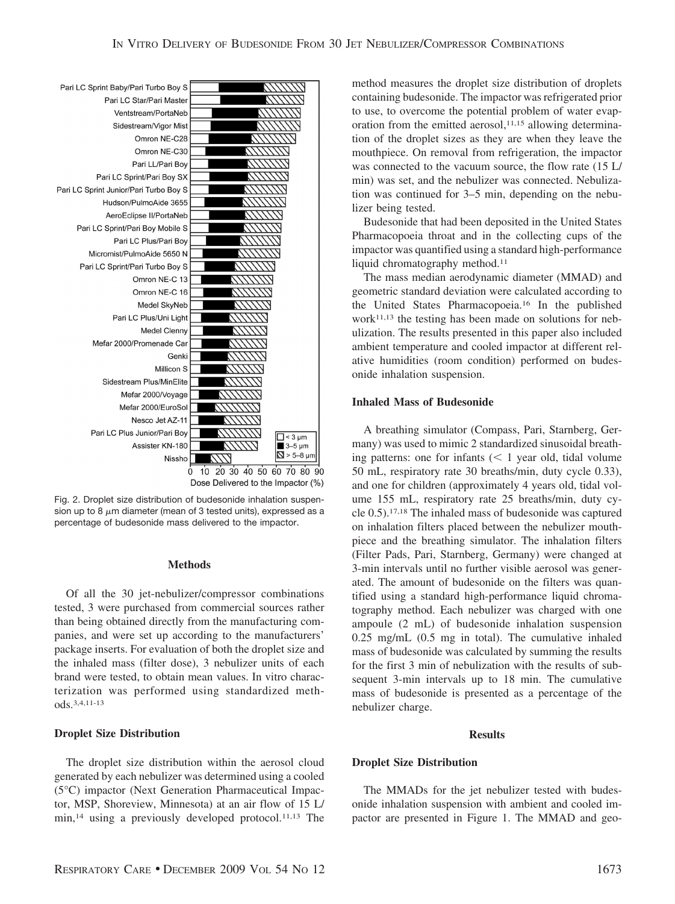Pari LC Sprint Baby/Pari Turbo Boy S
Pari LC Star/Pari Master
Ventstream/PortaNeb
Sidestream/Vigor Mist
Omron NE-C28
Omron NE-C30
Pari LL/Pari Boy
Pari LC Sprint/Pari Boy SX
Pari LC Sprint Junior/Pari Turbo Boy S
Hudson/PulmoAide 3655
AeroEclipse II/PortaNeb
Pari LC Sprint/Pari Boy Mobile S
Pari LC Plus/Pari Boy
Micromist/PulmoAide 5650 N
Pari LC Sprint/Pari Turbo Boy S
Omron NE-C 13
Omron NE-C 16
Medel SkyNeb
Pari LC Plus/Uni Light
Medel Clenny
Mefar 2000/Promenade Car
Genki
Millicon S
Sidestream Plus/MinElite
Mefar 2000/Voyage
Mefar 2000/EuroSol
Nesco Jet AZ-11
Pari LC Plus Junior/Pari Boy
Assister KN-180
Nissho

< 3 μm
3–5 μm
> 5–8 μm

0 10 20 30 40 50 60 70 80 90

Dose Delivered to the Impactor (%)

Fig. 2. Droplet size distribution of budesonide inhalation suspension up to 8 μm diameter (mean of 3 tested units), expressed as a percentage of budesonide mass delivered to the impactor.

## Methods

Of all the 30 jet-nebulizer/compressor combinations tested, 3 were purchased from commercial sources rather than being obtained directly from the manufacturing companies, and were set up according to the manufacturers' package inserts. For evaluation of both the droplet size and the inhaled mass (filter dose), 3 nebulizer units of each brand were tested, to obtain mean values. In vitro characterization was performed using standardized methods.[3,4,11-13]

### Droplet Size Distribution

The droplet size distribution within the aerosol cloud generated by each nebulizer was determined using a cooled (5°C) impactor (Next Generation Pharmaceutical Impactor, MSP, Shoreview, Minnesota) at an air flow of 15 L/min,[14] using a previously developed protocol.[11,13] The method measures the droplet size distribution of droplets containing budesonide. The impactor was refrigerated prior to use, to overcome the potential problem of water evaporation from the emitted aerosol,[11,15] allowing determination of the droplet sizes as they are when they leave the mouthpiece. On removal from refrigeration, the impactor was connected to the vacuum source, the flow rate (15 L/min) was set, and the nebulizer was connected. Nebulization was continued for 3–5 min, depending on the nebulizer being tested.

Budesonide that had been deposited in the United States Pharmacopoeia throat and in the collecting cups of the impactor was quantified using a standard high-performance liquid chromatography method.[11]

The mass median aerodynamic diameter (MMAD) and geometric standard deviation were calculated according to the United States Pharmacopoeia.[16] In the published work[11-13] the testing has been made on solutions for nebulization. The results presented in this paper also included ambient temperature and cooled impactor at different relative humidities (room condition) performed on budesonide inhalation suspension.

### Inhaled Mass of Budesonide

A breathing simulator (Compass, Pari, Starnberg, Germany) was used to mimic 2 standardized sinusoidal breathing patterns: one for infants (< 1 year old, tidal volume 50 mL, respiratory rate 30 breaths/min, duty cycle 0.33), and one for children (approximately 4 years old, tidal volume 155 mL, respiratory rate 25 breaths/min, duty cycle 0.5).[17,18] The inhaled mass of budesonide was captured on inhalation filters placed between the nebulizer mouthpiece and the breathing simulator. The inhalation filters (Filter Pads, Pari, Starnberg, Germany) were changed at 3-min intervals until no further visible aerosol was generated. The amount of budesonide on the filters was quantified using a standard high-performance liquid chromatography method. Each nebulizer was charged with one ampoule (2 mL) of budesonide inhalation suspension 0.25 mg/mL (0.5 mg in total). The cumulative inhaled mass of budesonide was calculated by summing the results for the first 3 min of nebulization with the results of subsequent 3-min intervals up to 18 min. The cumulative mass of budesonide is presented as a percentage of the nebulizer charge.

## Results

### Droplet Size Distribution

The MMADs for the jet nebulizer tested with budesonide inhalation suspension with ambient and cooled impactor are presented in Figure 1. The MMAD and geo-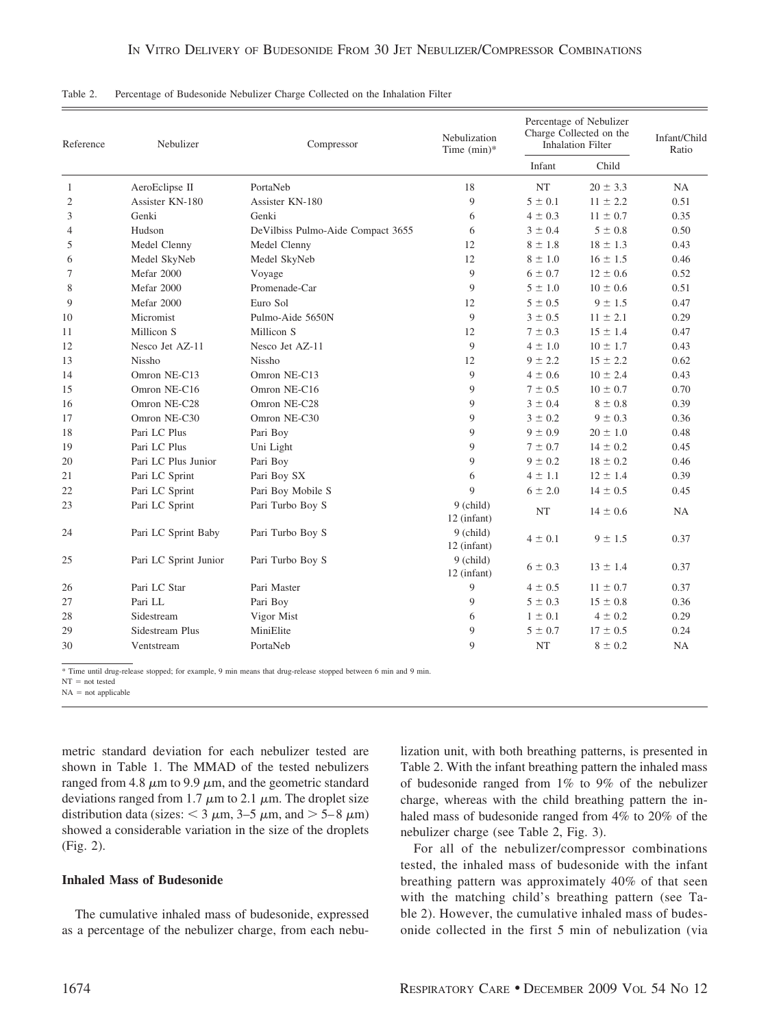Table 2. Percentage of Budesonide Nebulizer Charge Collected on the Inhalation Filter

| Reference | Nebulizer | Compressor | Nebulization Time (min)* | Percentage of Nebulizer Charge Collected on the Inhalation Filter | | Infant/Child Ratio |
|---|---|---|---|---|---|---|
| | | | | Infant | Child | |
| 1 | AeroEclipse II | PortaNeb | 18 | NT | 20 ± 3.3 | NA |
| 2 | Assister KN-180 | Assister KN-180 | 9 | 5 ± 0.1 | 11 ± 2.2 | 0.51 |
| 3 | Genki | Genki | 6 | 4 ± 0.3 | 11 ± 0.7 | 0.35 |
| 4 | Hudson | DeVilbiss Pulmo-Aide Compact 3655 | 6 | 3 ± 0.4 | 5 ± 0.8 | 0.50 |
| 5 | Medel Clenny | Medel Clenny | 12 | 8 ± 1.8 | 18 ± 1.3 | 0.43 |
| 6 | Medel SkyNeb | Medel SkyNeb | 12 | 8 ± 1.0 | 16 ± 1.5 | 0.46 |
| 7 | Mefar 2000 | Voyage | 9 | 6 ± 0.7 | 12 ± 0.6 | 0.52 |
| 8 | Mefar 2000 | Promenade-Car | 9 | 5 ± 1.0 | 10 ± 0.6 | 0.51 |
| 9 | Mefar 2000 | Euro Sol | 12 | 5 ± 0.5 | 9 ± 1.5 | 0.47 |
| 10 | Micromist | Pulmo-Aide 5650N | 9 | 3 ± 0.5 | 11 ± 2.1 | 0.29 |
| 11 | Millicon S | Millicon S | 12 | 7 ± 0.3 | 15 ± 1.4 | 0.47 |
| 12 | Nesco Jet AZ-11 | Nesco Jet AZ-11 | 9 | 4 ± 1.0 | 10 ± 1.7 | 0.43 |
| 13 | Nissho | Nissho | 12 | 9 ± 2.2 | 15 ± 2.2 | 0.62 |
| 14 | Omron NE-C13 | Omron NE-C13 | 9 | 4 ± 0.6 | 10 ± 2.4 | 0.43 |
| 15 | Omron NE-C16 | Omron NE-C16 | 9 | 7 ± 0.5 | 10 ± 0.7 | 0.70 |
| 16 | Omron NE-C28 | Omron NE-C28 | 9 | 3 ± 0.4 | 8 ± 0.8 | 0.39 |
| 17 | Omron NE-C30 | Omron NE-C30 | 9 | 3 ± 0.2 | 9 ± 0.3 | 0.36 |
| 18 | Pari LC Plus | Pari Boy | 9 | 9 ± 0.9 | 20 ± 1.0 | 0.48 |
| 19 | Pari LC Plus | Uni Light | 9 | 7 ± 0.7 | 14 ± 0.2 | 0.45 |
| 20 | Pari LC Plus Junior | Pari Boy | 9 | 9 ± 0.2 | 18 ± 0.2 | 0.46 |
| 21 | Pari LC Sprint | Pari Boy SX | 6 | 4 ± 1.1 | 12 ± 1.4 | 0.39 |
| 22 | Pari LC Sprint | Pari Boy Mobile S | 9 | 6 ± 2.0 | 14 ± 0.5 | 0.45 |
| 23 | Pari LC Sprint | Pari Turbo Boy S | 9 (child) 12 (infant) | NT | 14 ± 0.6 | NA |
| 24 | Pari LC Sprint Baby | Pari Turbo Boy S | 9 (child) 12 (infant) | 4 ± 0.1 | 9 ± 1.5 | 0.37 |
| 25 | Pari LC Sprint Junior | Pari Turbo Boy S | 9 (child) 12 (infant) | 6 ± 0.3 | 13 ± 1.4 | 0.37 |
| 26 | Pari LC Star | Pari Master | 9 | 4 ± 0.5 | 11 ± 0.7 | 0.37 |
| 27 | Pari LL | Pari Boy | 9 | 5 ± 0.3 | 15 ± 0.8 | 0.36 |
| 28 | Sidestream | Vigor Mist | 6 | 1 ± 0.1 | 4 ± 0.2 | 0.29 |
| 29 | Sidestream Plus | MiniElite | 9 | 5 ± 0.7 | 17 ± 0.5 | 0.24 |
| 30 | Ventstream | PortaNeb | 9 | NT | 8 ± 0.2 | NA |

\* Time until drug-release stopped; for example, 9 min means that drug-release stopped between 6 min and 9 min.
NT = not tested
NA = not applicable

metric standard deviation for each nebulizer tested are shown in Table 1. The MMAD of the tested nebulizers ranged from 4.8 μm to 9.9 μm, and the geometric standard deviations ranged from 1.7 μm to 2.1 μm. The droplet size distribution data (sizes: < 3 μm, 3–5 μm, and > 5–8 μm) showed a considerable variation in the size of the droplets (Fig. 2).

### Inhaled Mass of Budesonide

The cumulative inhaled mass of budesonide, expressed as a percentage of the nebulizer charge, from each nebulization unit, with both breathing patterns, is presented in Table 2. With the infant breathing pattern the inhaled mass of budesonide ranged from 1% to 9% of the nebulizer charge, whereas with the child breathing pattern the inhaled mass of budesonide ranged from 4% to 20% of the nebulizer charge (see Table 2, Fig. 3).

For all of the nebulizer/compressor combinations tested, the inhaled mass of budesonide with the infant breathing pattern was approximately 40% of that seen with the matching child's breathing pattern (see Table 2). However, the cumulative inhaled mass of budesonide collected in the first 5 min of nebulization (via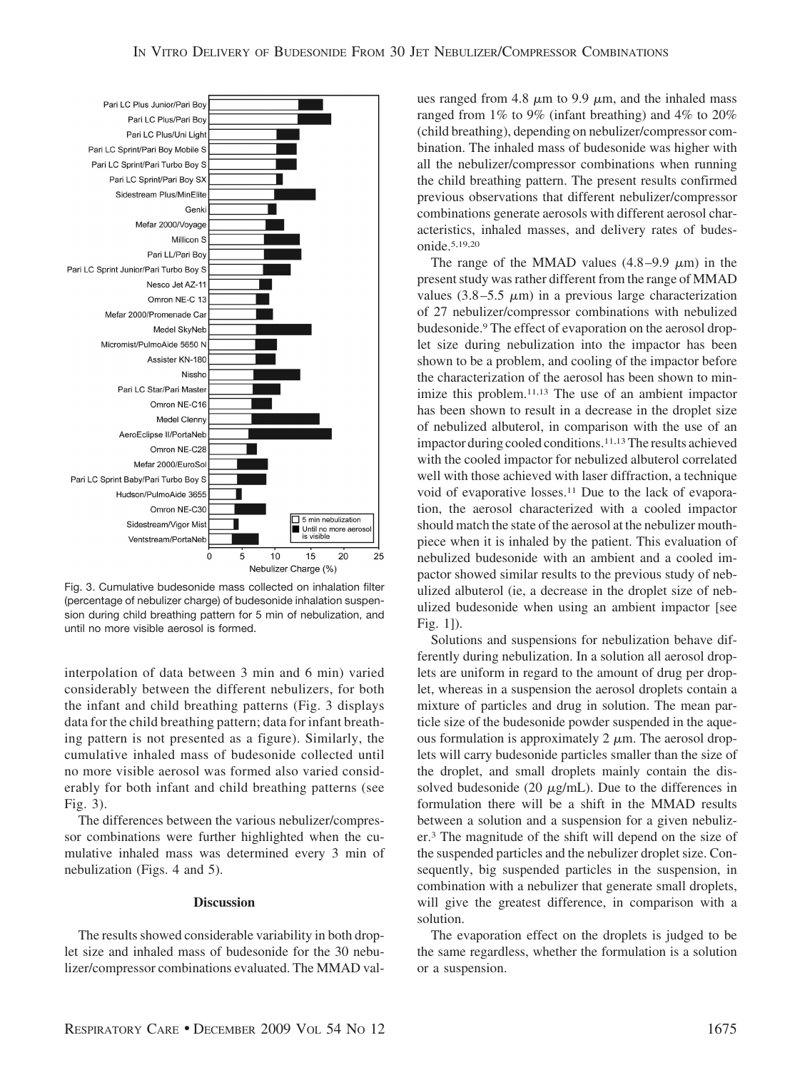Pari LC Plus Junior/Pari Boy
Pari LC Plus/Pari Boy
Pari LC Plus/Uni Light
Pari LC Sprint/Pari Boy Mobile S
Pari LC Sprint/Pari Turbo Boy S
Pari LC Sprint/Pari Boy SX
Sidestream Plus/MinElite
Genki
Mefar 2000/Voyage
Millicon S
Pari LL/Pari Boy
Pari LC Sprint Junior/Pari Turbo Boy S
Nesco Jet AZ-11
Omron NE-C 13
Mefar 2000/Promenade Car
Medel SkyNeb
Micromist/PulmoAide 5650 N
Assister KN-180
Nissho
Pari LC Star/Pari Master
Omron NE-C16
Medel Clenny
AeroEclipse II/PortaNeb
Omron NE-C28
Mefar 2000/EuroSol
Pari LC Sprint Baby/Pari Turbo Boy S
Hudson/PulmoAide 3655
Omron NE-C30
Sidestream/Vigor Mist
Ventstream/PortaNeb

5 min nebulization
Until no more aerosol is visible

0 5 10 15 20 25
Nebulizer Charge (%)

Fig. 3. Cumulative budesonide mass collected on inhalation filter (percentage of nebulizer charge) of budesonide inhalation suspension during child breathing pattern for 5 min of nebulization, and until no more visible aerosol is formed.

interpolation of data between 3 min and 6 min) varied considerably between the different nebulizers, for both the infant and child breathing patterns (Fig. 3 displays data for the child breathing pattern; data for infant breathing pattern is not presented as a figure). Similarly, the cumulative inhaled mass of budesonide collected until no more visible aerosol was formed also varied considerably for both infant and child breathing patterns (see Fig. 3).

The differences between the various nebulizer/compressor combinations were further highlighted when the cumulative inhaled mass was determined every 3 min of nebulization (Figs. 4 and 5).

## Discussion

The results showed considerable variability in both droplet size and inhaled mass of budesonide for the 30 nebulizer/compressor combinations evaluated. The MMAD values ranged from 4.8 μm to 9.9 μm, and the inhaled mass ranged from 1% to 9% (infant breathing) and 4% to 20% (child breathing), depending on nebulizer/compressor combination. The inhaled mass of budesonide was higher with all the nebulizer/compressor combinations when running the child breathing pattern. The present results confirmed previous observations that different nebulizer/compressor combinations generate aerosols with different aerosol characteristics, inhaled masses, and delivery rates of budesonide.[5,19,20]

The range of the MMAD values (4.8–9.9 μm) in the present study was rather different from the range of MMAD values (3.8–5.5 μm) in a previous large characterization of 27 nebulizer/compressor combinations with nebulized budesonide.[9] The effect of evaporation on the aerosol droplet size during nebulization into the impactor has been shown to be a problem, and cooling of the impactor before the characterization of the aerosol has been shown to minimize this problem.[11,13] The use of an ambient impactor has been shown to result in a decrease in the droplet size of nebulized albuterol, in comparison with the use of an impactor during cooled conditions.[11,13] The results achieved with the cooled impactor for nebulized albuterol correlated well with those achieved with laser diffraction, a technique void of evaporative losses.[11] Due to the lack of evaporation, the aerosol characterized with a cooled impactor should match the state of the aerosol at the nebulizer mouthpiece when it is inhaled by the patient. This evaluation of nebulized budesonide with an ambient and a cooled impactor showed similar results to the previous study of nebulized albuterol (ie, a decrease in the droplet size of nebulized budesonide when using an ambient impactor [see Fig. 1]).

Solutions and suspensions for nebulization behave differently during nebulization. In a solution all aerosol droplets are uniform in regard to the amount of drug per droplet, whereas in a suspension the aerosol droplets contain a mixture of particles and drug in solution. The mean particle size of the budesonide powder suspended in the aqueous formulation is approximately 2 μm. The aerosol droplets will carry budesonide particles smaller than the size of the droplet, and small droplets mainly contain the dissolved budesonide (20 μg/mL). Due to the differences in formulation there will be a shift in the MMAD results between a solution and a suspension for a given nebulizer.[3] The magnitude of the shift will depend on the size of the suspended particles and the nebulizer droplet size. Consequently, big suspended particles in the suspension, in combination with a nebulizer that generate small droplets, will give the greatest difference, in comparison with a solution.

The evaporation effect on the droplets is judged to be the same regardless, whether the formulation is a solution or a suspension.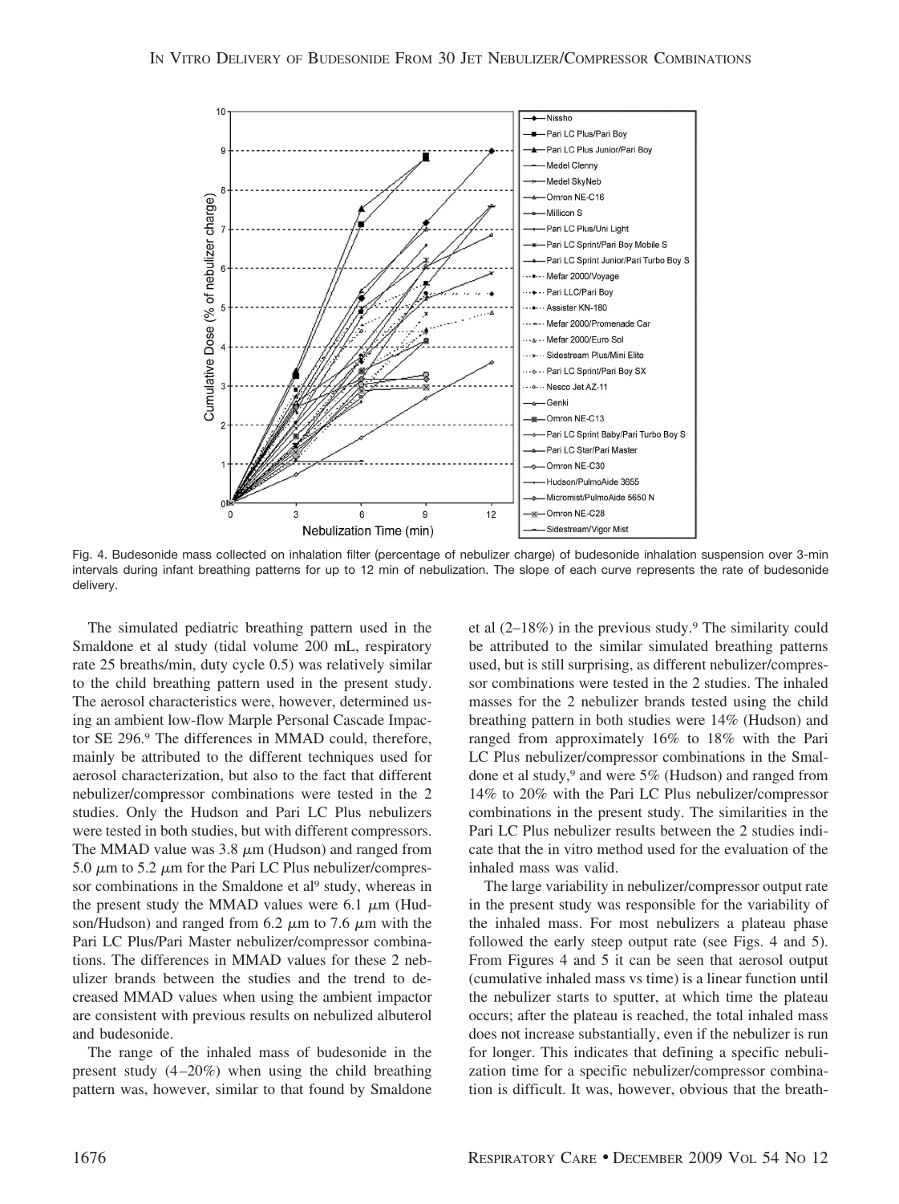10
9
8
7
6
5
4
3
2
1
0
0
3
6
9
12
Cumulative Dose (% of nebulizer charge)
Nebulization Time (min)

Nissho
Pari LC Plus/Pari Boy
Pari LC Plus Junior/Pari Boy
Medel Clenny
Medel SkyNeb
Omron NE-C16
Millicon S
Pari LC Plus/Uni Light
Pari LC Sprint/Pari Boy Mobile S
Pari LC Sprint Junior/Pari Turbo Boy S
Mefar 2000/Voyage
Pari LLC/Pari Boy
Assister KN-180
Mefar 2000/Promenade Car
Mefar 2000/Euro Sol
Sidestream Plus/Mini Elite
Pari LC Sprint/Pari Boy SX
Nesco Jet AZ-11
Genki
Omron NE-C13
Pari LC Sprint Baby/Pari Turbo Boy S
Pari LC Star/Pari Master
Omron NE-C30
Hudson/PulmoAide 3655
Micromist/PulmoAide 5650 N
Omron NE-C28
Sidestream/Vigor Mist

Fig. 4. Budesonide mass collected on inhalation filter (percentage of nebulizer charge) of budesonide inhalation suspension over 3-min intervals during infant breathing patterns for up to 12 min of nebulization. The slope of each curve represents the rate of budesonide delivery.

The simulated pediatric breathing pattern used in the Smaldone et al study (tidal volume 200 mL, respiratory rate 25 breaths/min, duty cycle 0.5) was relatively similar to the child breathing pattern used in the present study. The aerosol characteristics were, however, determined using an ambient low-flow Marple Personal Cascade Impactor SE 296.[9] The differences in MMAD could, therefore, mainly be attributed to the different techniques used for aerosol characterization, but also to the fact that different nebulizer/compressor combinations were tested in the 2 studies. Only the Hudson and Pari LC Plus nebulizers were tested in both studies, but with different compressors. The MMAD value was 3.8 $\mu$m (Hudson) and ranged from 5.0 $\mu$m to 5.2 $\mu$m for the Pari LC Plus nebulizer/compressor combinations in the Smaldone et al[9] study, whereas in the present study the MMAD values were 6.1 $\mu$m (Hudson/Hudson) and ranged from 6.2 $\mu$m to 7.6 $\mu$m with the Pari LC Plus/Pari Master nebulizer/compressor combinations. The differences in MMAD values for these 2 nebulizer brands between the studies and the trend to decreased MMAD values when using the ambient impactor are consistent with previous results on nebulized albuterol and budesonide.

The range of the inhaled mass of budesonide in the present study (4–20%) when using the child breathing pattern was, however, similar to that found by Smaldone et al (2–18%) in the previous study.[9] The similarity could be attributed to the similar simulated breathing patterns used, but is still surprising, as different nebulizer/compressor combinations were tested in the 2 studies. The inhaled masses for the 2 nebulizer brands tested using the child breathing pattern in both studies were 14% (Hudson) and ranged from approximately 16% to 18% with the Pari LC Plus nebulizer/compressor combinations in the Smaldone et al study,[9] and were 5% (Hudson) and ranged from 14% to 20% with the Pari LC Plus nebulizer/compressor combinations in the present study. The similarities in the Pari LC Plus nebulizer results between the 2 studies indicate that the in vitro method used for the evaluation of the inhaled mass was valid.

The large variability in nebulizer/compressor output rate in the present study was responsible for the variability of the inhaled mass. For most nebulizers a plateau phase followed the early steep output rate (see Figs. 4 and 5). From Figures 4 and 5 it can be seen that aerosol output (cumulative inhaled mass vs time) is a linear function until the nebulizer starts to sputter, at which time the plateau occurs; after the plateau is reached, the total inhaled mass does not increase substantially, even if the nebulizer is run for longer. This indicates that defining a specific nebulization time for a specific nebulizer/compressor combination is difficult. It was, however, obvious that the breath-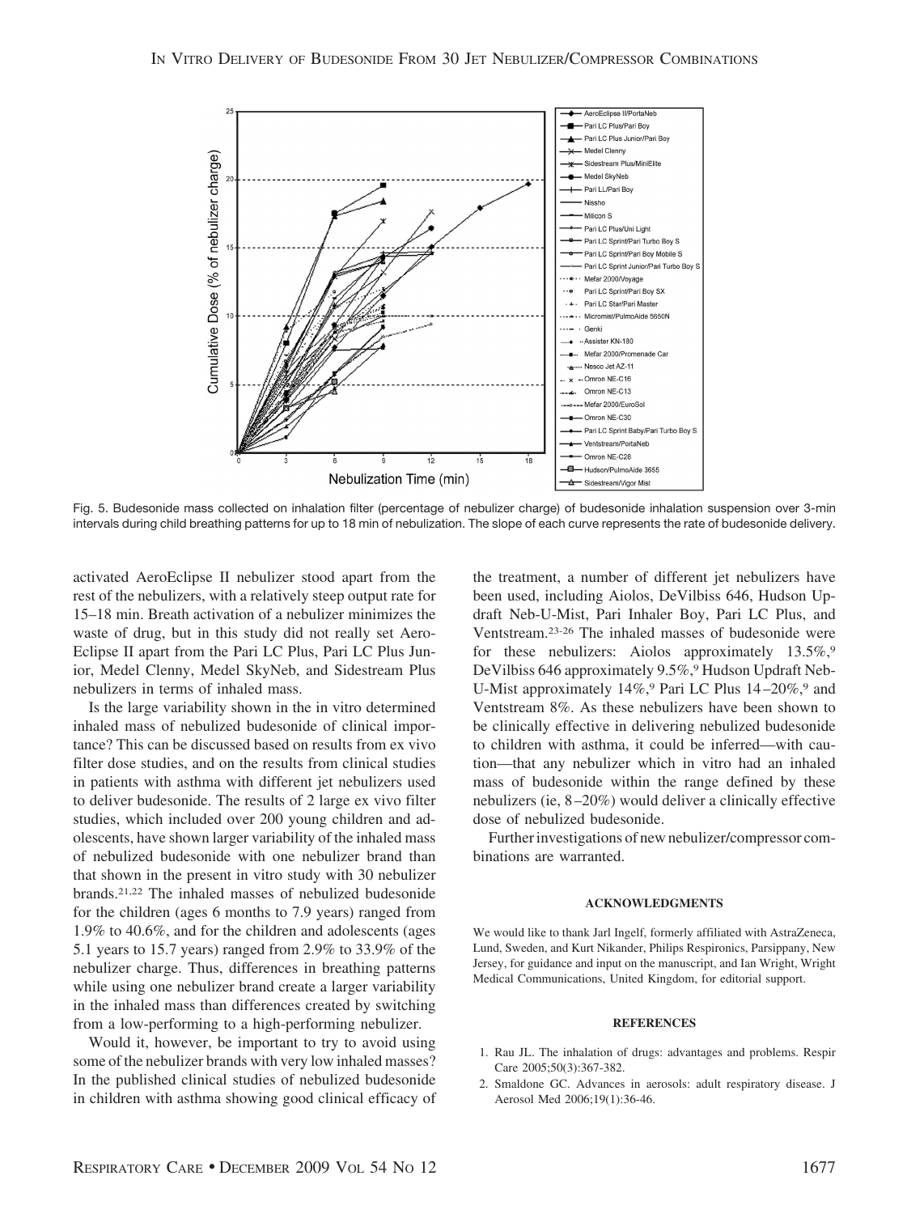25

20

15

10

5

0

0 3 6 9 12 15 18

Cumulative Dose (% of nebulizer charge)

Nebulization Time (min)

AeroEclipse II/PortaNeb
Pari LC Plus/Pari Boy
Pari LC Plus Junior/Pari Boy
Medel Clenny
Sidestream Plus/MiniElite
Medel SkyNeb
Pari LL/Pari Boy
Nissho
Milicon S
Pari LC Plus/Uni Light
Pari LC Sprint/Pari Turbo Boy S
Pari LC Sprint/Pari Boy Mobile S
Pari LC Sprint Junior/Pari Turbo Boy S
Mefar 2000/Voyage
Pari LC Sprint/Pari Boy SX
Pari LC Star/Pari Master
Micromist/PulmoAide 5650N
Genki
Assister KN-180
Mefar 2000/Promenade Car
Nesco Jet AZ-11
Omron NE-C16
Omron NE-C13
Mefar 2000/EuroSol
Omron NE-C30
Pari LC Sprint Baby/Pari Turbo Boy S
Ventstream/PortaNeb
Omron NE-C28
Hudson/PulmoAide 3655
Sidestream/Vigor Mist

Fig. 5. Budesonide mass collected on inhalation filter (percentage of nebulizer charge) of budesonide inhalation suspension over 3-min intervals during child breathing patterns for up to 18 min of nebulization. The slope of each curve represents the rate of budesonide delivery.

activated AeroEclipse II nebulizer stood apart from the rest of the nebulizers, with a relatively steep output rate for 15–18 min. Breath activation of a nebulizer minimizes the waste of drug, but in this study did not really set AeroEclipse II apart from the Pari LC Plus, Pari LC Plus Junior, Medel Clenny, Medel SkyNeb, and Sidestream Plus nebulizers in terms of inhaled mass.

Is the large variability shown in the in vitro determined inhaled mass of nebulized budesonide of clinical importance? This can be discussed based on results from ex vivo filter dose studies, and on the results from clinical studies in patients with asthma with different jet nebulizers used to deliver budesonide. The results of 2 large ex vivo filter studies, which included over 200 young children and adolescents, have shown larger variability of the inhaled mass of nebulized budesonide with one nebulizer brand than that shown in the present in vitro study with 30 nebulizer brands.[21,22] The inhaled masses of nebulized budesonide for the children (ages 6 months to 7.9 years) ranged from 1.9% to 40.6%, and for the children and adolescents (ages 5.1 years to 15.7 years) ranged from 2.9% to 33.9% of the nebulizer charge. Thus, differences in breathing patterns while using one nebulizer brand create a larger variability in the inhaled mass than differences created by switching from a low-performing to a high-performing nebulizer.

Would it, however, be important to try to avoid using some of the nebulizer brands with very low inhaled masses? In the published clinical studies of nebulized budesonide in children with asthma showing good clinical efficacy of the treatment, a number of different jet nebulizers have been used, including Aiolos, DeVilbiss 646, Hudson Updraft Neb-U-Mist, Pari Inhaler Boy, Pari LC Plus, and Ventstream.[23-26] The inhaled masses of budesonide were for these nebulizers: Aiolos approximately 13.5%,[9] DeVilbiss 646 approximately 9.5%,[9] Hudson Updraft Neb-U-Mist approximately 14%,[9] Pari LC Plus 14–20%,[9] and Ventstream 8%. As these nebulizers have been shown to be clinically effective in delivering nebulized budesonide to children with asthma, it could be inferred—with caution—that any nebulizer which in vitro had an inhaled mass of budesonide within the range defined by these nebulizers (ie, 8–20%) would deliver a clinically effective dose of nebulized budesonide.

Further investigations of new nebulizer/compressor combinations are warranted.

## ACKNOWLEDGMENTS

We would like to thank Jarl Ingelf, formerly affiliated with AstraZeneca, Lund, Sweden, and Kurt Nikander, Philips Respironics, Parsippany, New Jersey, for guidance and input on the manuscript, and Ian Wright, Wright Medical Communications, United Kingdom, for editorial support.

## REFERENCES

1. Rau JL. The inhalation of drugs: advantages and problems. Respir Care 2005;50(3):367-382.
2. Smaldone GC. Advances in aerosols: adult respiratory disease. J Aerosol Med 2006;19(1):36-46.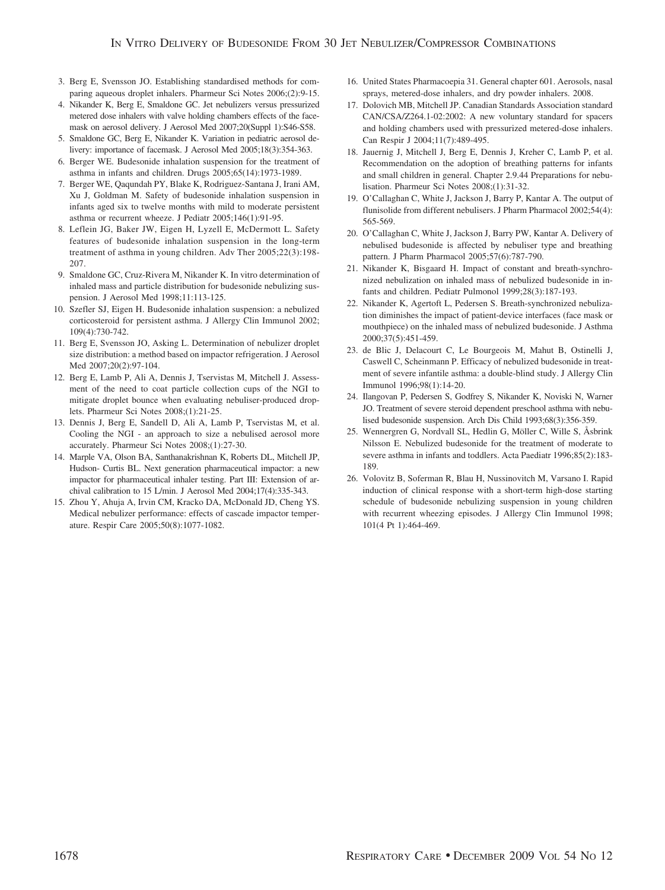3. Berg E, Svensson JO. Establishing standardised methods for comparing aqueous droplet inhalers. Pharmeur Sci Notes 2006;(2):9-15.
4. Nikander K, Berg E, Smaldone GC. Jet nebulizers versus pressurized metered dose inhalers with valve holding chambers effects of the facemask on aerosol delivery. J Aerosol Med 2007;20(Suppl 1):S46-S58.
5. Smaldone GC, Berg E, Nikander K. Variation in pediatric aerosol delivery: importance of facemask. J Aerosol Med 2005;18(3):354-363.
6. Berger WE. Budesonide inhalation suspension for the treatment of asthma in infants and children. Drugs 2005;65(14):1973-1989.
7. Berger WE, Qaqundah PY, Blake K, Rodriguez-Santana J, Irani AM, Xu J, Goldman M. Safety of budesonide inhalation suspension in infants aged six to twelve months with mild to moderate persistent asthma or recurrent wheeze. J Pediatr 2005;146(1):91-95.
8. Leflein JG, Baker JW, Eigen H, Lyzell E, McDermott L. Safety features of budesonide inhalation suspension in the long-term treatment of asthma in young children. Adv Ther 2005;22(3):198-207.
9. Smaldone GC, Cruz-Rivera M, Nikander K. In vitro determination of inhaled mass and particle distribution for budesonide nebulizing suspension. J Aerosol Med 1998;11:113-125.
10. Szefler SJ, Eigen H. Budesonide inhalation suspension: a nebulized corticosteroid for persistent asthma. J Allergy Clin Immunol 2002; 109(4):730-742.
11. Berg E, Svensson JO, Asking L. Determination of nebulizer droplet size distribution: a method based on impactor refrigeration. J Aerosol Med 2007;20(2):97-104.
12. Berg E, Lamb P, Ali A, Dennis J, Tservistas M, Mitchell J. Assessment of the need to coat particle collection cups of the NGI to mitigate droplet bounce when evaluating nebuliser-produced droplets. Pharmeur Sci Notes 2008;(1):21-25.
13. Dennis J, Berg E, Sandell D, Ali A, Lamb P, Tservistas M, et al. Cooling the NGI - an approach to size a nebulised aerosol more accurately. Pharmeur Sci Notes 2008;(1):27-30.
14. Marple VA, Olson BA, Santhanakrishnan K, Roberts DL, Mitchell JP, Hudson- Curtis BL. Next generation pharmaceutical impactor: a new impactor for pharmaceutical inhaler testing. Part III: Extension of archival calibration to 15 L/min. J Aerosol Med 2004;17(4):335-343.
15. Zhou Y, Ahuja A, Irvin CM, Kracko DA, McDonald JD, Cheng YS. Medical nebulizer performance: effects of cascade impactor temperature. Respir Care 2005;50(8):1077-1082.
16. United States Pharmacoepia 31. General chapter 601. Aerosols, nasal sprays, metered-dose inhalers, and dry powder inhalers. 2008.
17. Dolovich MB, Mitchell JP. Canadian Standards Association standard CAN/CSA/Z264.1-02:2002: A new voluntary standard for spacers and holding chambers used with pressurized metered-dose inhalers. Can Respir J 2004;11(7):489-495.
18. Jauernig J, Mitchell J, Berg E, Dennis J, Kreher C, Lamb P, et al. Recommendation on the adoption of breathing patterns for infants and small children in general. Chapter 2.9.44 Preparations for nebulisation. Pharmeur Sci Notes 2008;(1):31-32.
19. O'Callaghan C, White J, Jackson J, Barry P, Kantar A. The output of flunisolide from different nebulisers. J Pharm Pharmacol 2002;54(4): 565-569.
20. O'Callaghan C, White J, Jackson J, Barry PW, Kantar A. Delivery of nebulised budesonide is affected by nebuliser type and breathing pattern. J Pharm Pharmacol 2005;57(6):787-790.
21. Nikander K, Bisgaard H. Impact of constant and breath-synchronized nebulization on inhaled mass of nebulized budesonide in infants and children. Pediatr Pulmonol 1999;28(3):187-193.
22. Nikander K, Agertoft L, Pedersen S. Breath-synchronized nebulization diminishes the impact of patient-device interfaces (face mask or mouthpiece) on the inhaled mass of nebulized budesonide. J Asthma 2000;37(5):451-459.
23. de Blic J, Delacourt C, Le Bourgeois M, Mahut B, Ostinelli J, Caswell C, Scheinmann P. Efficacy of nebulized budesonide in treatment of severe infantile asthma: a double-blind study. J Allergy Clin Immunol 1996;98(1):14-20.
24. Ilangovan P, Pedersen S, Godfrey S, Nikander K, Noviski N, Warner JO. Treatment of severe steroid dependent preschool asthma with nebulised budesonide suspension. Arch Dis Child 1993;68(3):356-359.
25. Wennergren G, Nordvall SL, Hedlin G, Möller C, Wille S, Åsbrink Nilsson E. Nebulized budesonide for the treatment of moderate to severe asthma in infants and toddlers. Acta Paediatr 1996;85(2):183-189.
26. Volovitz B, Soferman R, Blau H, Nussinovitch M, Varsano I. Rapid induction of clinical response with a short-term high-dose starting schedule of budesonide nebulizing suspension in young children with recurrent wheezing episodes. J Allergy Clin Immunol 1998; 101(4 Pt 1):464-469.